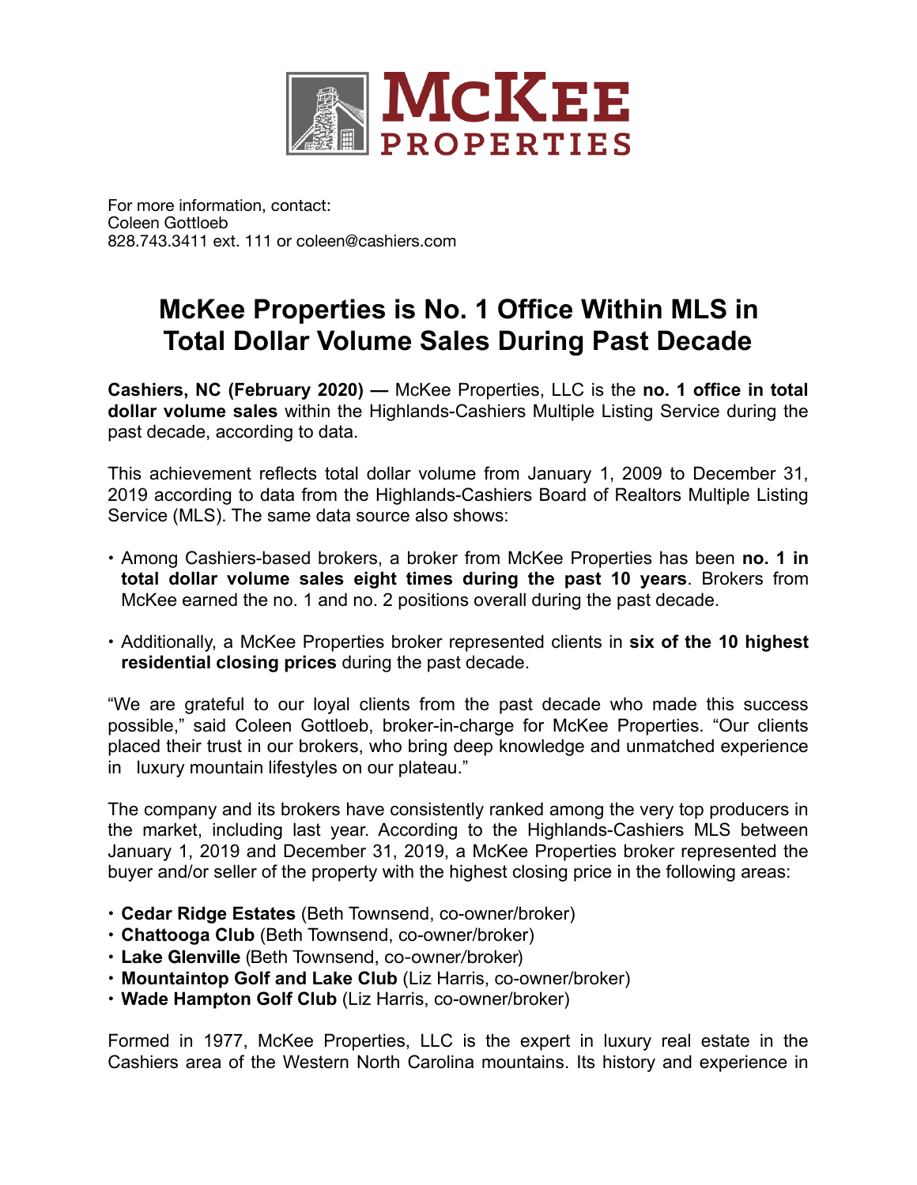McKEE PROPERTIES

For more information, contact:
Coleen Gottloeb
828.743.3411 ext. 111 or coleen@cashiers.com

# McKee Properties is No. 1 Office Within MLS in Total Dollar Volume Sales During Past Decade

**Cashiers, NC (February 2020) —** McKee Properties, LLC is the **no. 1 office in total dollar volume sales** within the Highlands-Cashiers Multiple Listing Service during the past decade, according to data.

This achievement reflects total dollar volume from January 1, 2009 to December 31, 2019 according to data from the Highlands-Cashiers Board of Realtors Multiple Listing Service (MLS). The same data source also shows:

- Among Cashiers-based brokers, a broker from McKee Properties has been **no. 1 in total dollar volume sales eight times during the past 10 years**. Brokers from McKee earned the no. 1 and no. 2 positions overall during the past decade.
- Additionally, a McKee Properties broker represented clients in **six of the 10 highest residential closing prices** during the past decade.

"We are grateful to our loyal clients from the past decade who made this success possible," said Coleen Gottloeb, broker-in-charge for McKee Properties. "Our clients placed their trust in our brokers, who bring deep knowledge and unmatched experience in luxury mountain lifestyles on our plateau."

The company and its brokers have consistently ranked among the very top producers in the market, including last year. According to the Highlands-Cashiers MLS between January 1, 2019 and December 31, 2019, a McKee Properties broker represented the buyer and/or seller of the property with the highest closing price in the following areas:

- **Cedar Ridge Estates** (Beth Townsend, co-owner/broker)
- **Chattooga Club** (Beth Townsend, co-owner/broker)
- **Lake Glenville** (Beth Townsend, co-owner/broker)
- **Mountaintop Golf and Lake Club** (Liz Harris, co-owner/broker)
- **Wade Hampton Golf Club** (Liz Harris, co-owner/broker)

Formed in 1977, McKee Properties, LLC is the expert in luxury real estate in the Cashiers area of the Western North Carolina mountains. Its history and experience in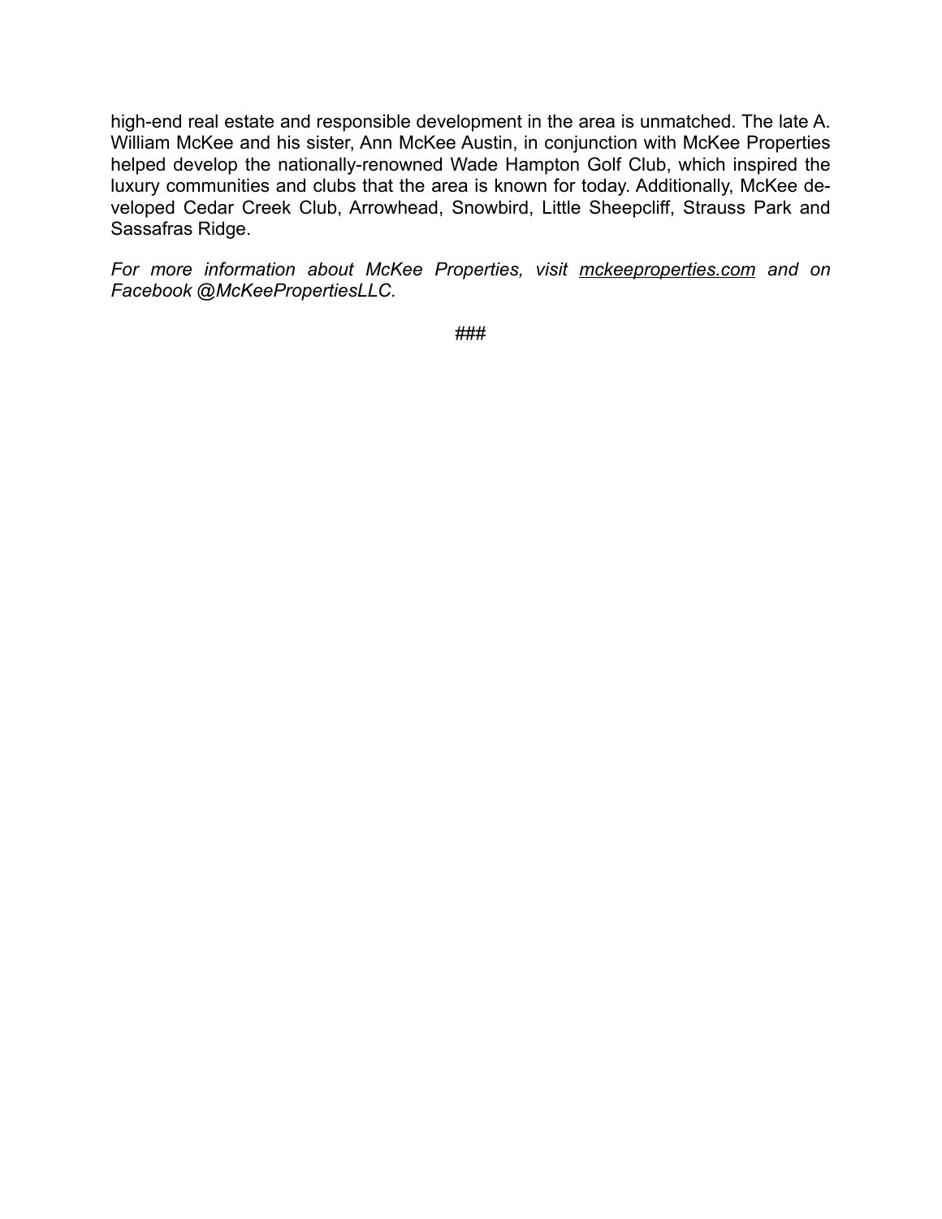high-end real estate and responsible development in the area is unmatched. The late A. William McKee and his sister, Ann McKee Austin, in conjunction with McKee Properties helped develop the nationally-renowned Wade Hampton Golf Club, which inspired the luxury communities and clubs that the area is known for today. Additionally, McKee developed Cedar Creek Club, Arrowhead, Snowbird, Little Sheepcliff, Strauss Park and Sassafras Ridge.

*For more information about McKee Properties, visit mckeeproperties.com and on Facebook @McKeePropertiesLLC.*

###